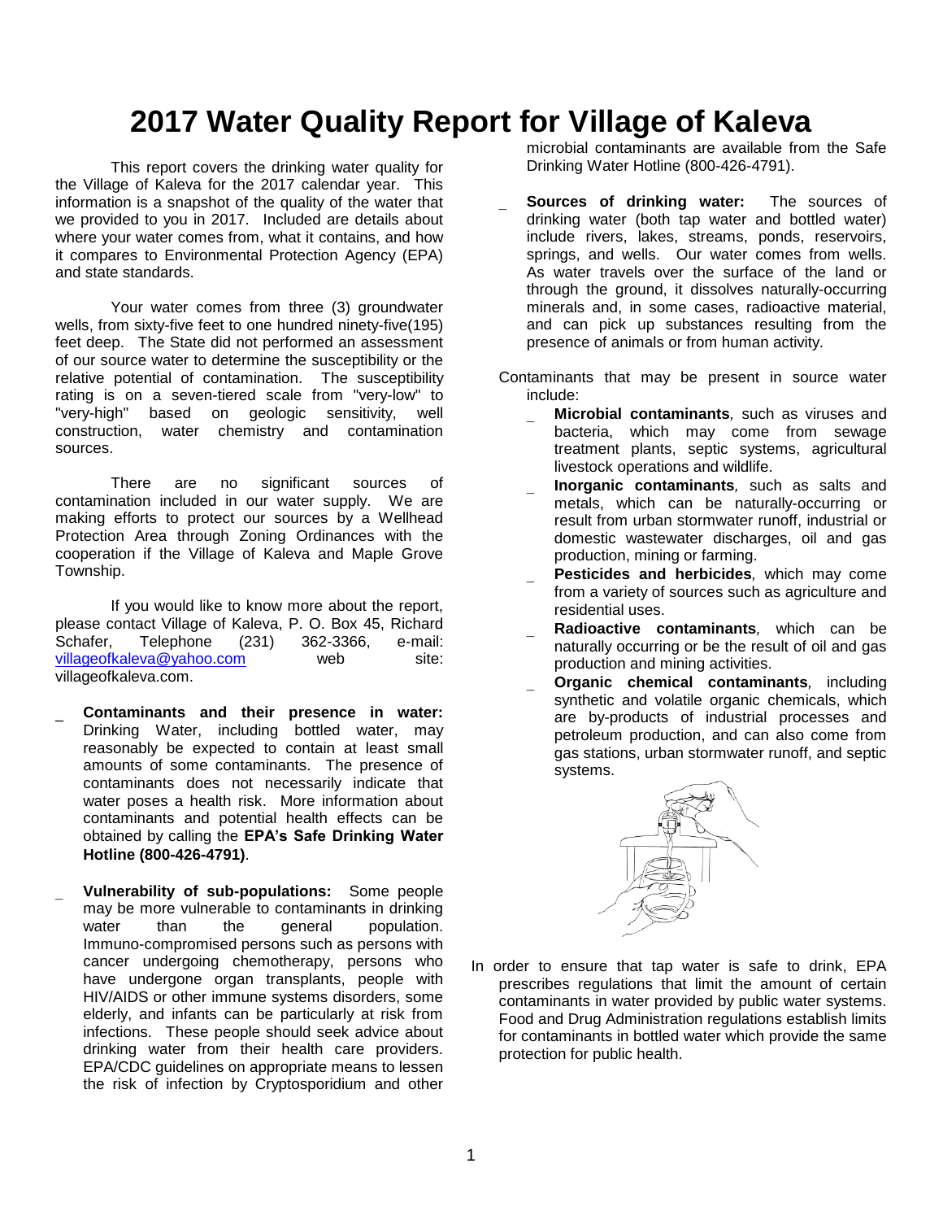# 2017 Water Quality Report for Village of Kaleva

This report covers the drinking water quality for the Village of Kaleva for the 2017 calendar year. This information is a snapshot of the quality of the water that we provided to you in 2017. Included are details about where your water comes from, what it contains, and how it compares to Environmental Protection Agency (EPA) and state standards.

Your water comes from three (3) groundwater wells, from sixty-five feet to one hundred ninety-five(195) feet deep. The State did not performed an assessment of our source water to determine the susceptibility or the relative potential of contamination. The susceptibility rating is on a seven-tiered scale from "very-low" to "very-high" based on geologic sensitivity, well construction, water chemistry and contamination sources.

There are no significant sources of contamination included in our water supply. We are making efforts to protect our sources by a Wellhead Protection Area through Zoning Ordinances with the cooperation if the Village of Kaleva and Maple Grove Township.

If you would like to know more about the report, please contact Village of Kaleva, P. O. Box 45, Richard Schafer, Telephone (231) 362-3366, e-mail: villageofkaleva@yahoo.com web site: villageofkaleva.com.

- **Contaminants and their presence in water:** Drinking Water, including bottled water, may reasonably be expected to contain at least small amounts of some contaminants. The presence of contaminants does not necessarily indicate that water poses a health risk. More information about contaminants and potential health effects can be obtained by calling the **EPA's Safe Drinking Water Hotline (800-426-4791)**.

- **Vulnerability of sub-populations:** Some people may be more vulnerable to contaminants in drinking water than the general population. Immuno-compromised persons such as persons with cancer undergoing chemotherapy, persons who have undergone organ transplants, people with HIV/AIDS or other immune systems disorders, some elderly, and infants can be particularly at risk from infections. These people should seek advice about drinking water from their health care providers. EPA/CDC guidelines on appropriate means to lessen the risk of infection by Cryptosporidium and other microbial contaminants are available from the Safe Drinking Water Hotline (800-426-4791).

- **Sources of drinking water:** The sources of drinking water (both tap water and bottled water) include rivers, lakes, streams, ponds, reservoirs, springs, and wells. Our water comes from wells. As water travels over the surface of the land or through the ground, it dissolves naturally-occurring minerals and, in some cases, radioactive material, and can pick up substances resulting from the presence of animals or from human activity.

Contaminants that may be present in source water include:

- ***Microbial contaminants***, such as viruses and bacteria, which may come from sewage treatment plants, septic systems, agricultural livestock operations and wildlife.
- ***Inorganic contaminants***, such as salts and metals, which can be naturally-occurring or result from urban stormwater runoff, industrial or domestic wastewater discharges, oil and gas production, mining or farming.
- ***Pesticides and herbicides***, which may come from a variety of sources such as agriculture and residential uses.
- ***Radioactive contaminants***, which can be naturally occurring or be the result of oil and gas production and mining activities.
- ***Organic chemical contaminants***, including synthetic and volatile organic chemicals, which are by-products of industrial processes and petroleum production, and can also come from gas stations, urban stormwater runoff, and septic systems.

In order to ensure that tap water is safe to drink, EPA prescribes regulations that limit the amount of certain contaminants in water provided by public water systems. Food and Drug Administration regulations establish limits for contaminants in bottled water which provide the same protection for public health.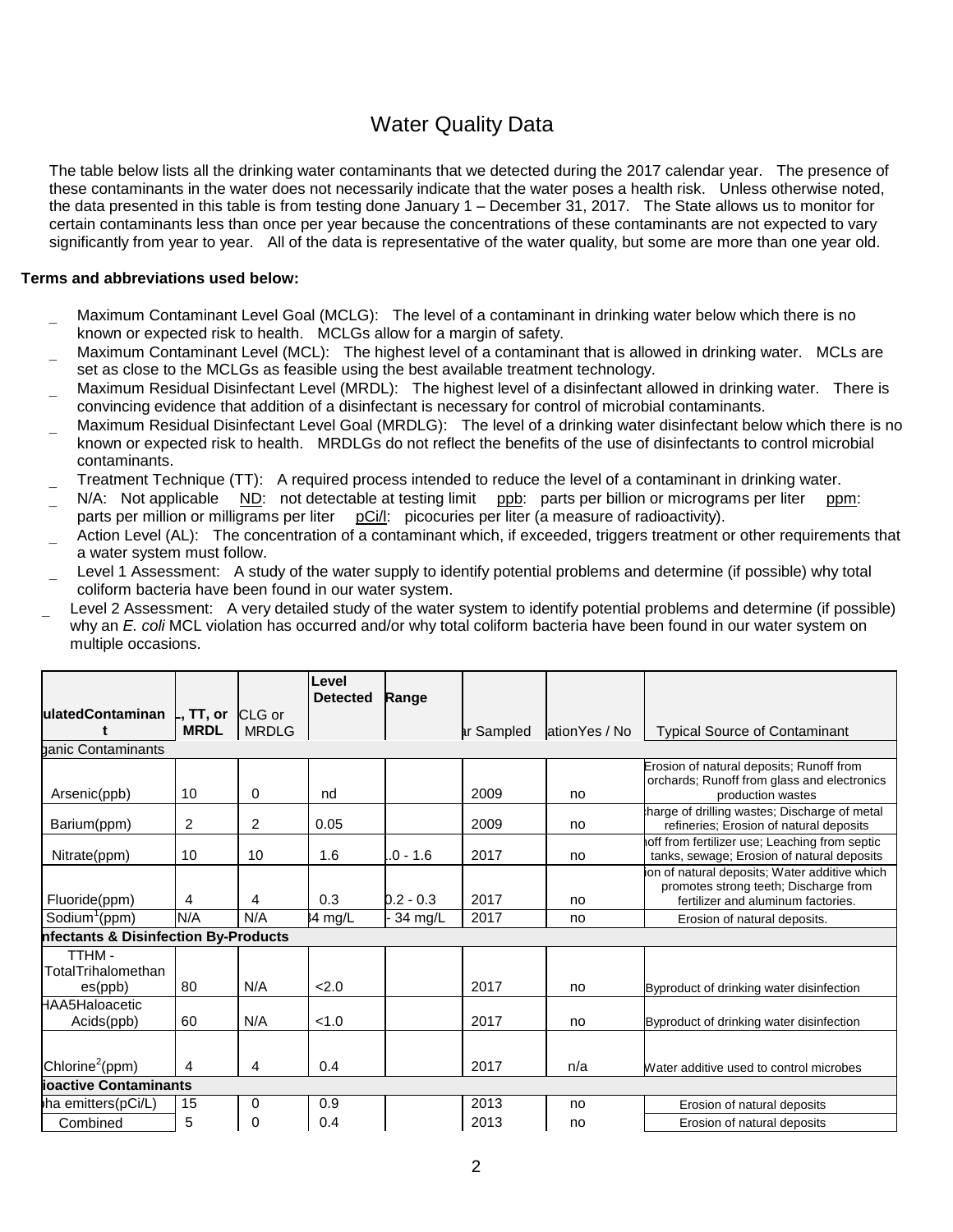# Water Quality Data

The table below lists all the drinking water contaminants that we detected during the 2017 calendar year. The presence of these contaminants in the water does not necessarily indicate that the water poses a health risk. Unless otherwise noted, the data presented in this table is from testing done January 1 – December 31, 2017. The State allows us to monitor for certain contaminants less than once per year because the concentrations of these contaminants are not expected to vary significantly from year to year. All of the data is representative of the water quality, but some are more than one year old.

**Terms and abbreviations used below:**

- Maximum Contaminant Level Goal (MCLG): The level of a contaminant in drinking water below which there is no known or expected risk to health. MCLGs allow for a margin of safety.
- Maximum Contaminant Level (MCL): The highest level of a contaminant that is allowed in drinking water. MCLs are set as close to the MCLGs as feasible using the best available treatment technology.
- Maximum Residual Disinfectant Level (MRDL): The highest level of a disinfectant allowed in drinking water. There is convincing evidence that addition of a disinfectant is necessary for control of microbial contaminants.
- Maximum Residual Disinfectant Level Goal (MRDLG): The level of a drinking water disinfectant below which there is no known or expected risk to health. MRDLGs do not reflect the benefits of the use of disinfectants to control microbial contaminants.
- Treatment Technique (TT): A required process intended to reduce the level of a contaminant in drinking water.
- N/A: Not applicable ND: not detectable at testing limit ppb: parts per billion or micrograms per liter ppm: parts per million or milligrams per liter pCi/l: picocuries per liter (a measure of radioactivity).
- Action Level (AL): The concentration of a contaminant which, if exceeded, triggers treatment or other requirements that a water system must follow.
- Level 1 Assessment: A study of the water supply to identify potential problems and determine (if possible) why total coliform bacteria have been found in our water system.
- Level 2 Assessment: A very detailed study of the water system to identify potential problems and determine (if possible) why an *E. coli* MCL violation has occurred and/or why total coliform bacteria have been found in our water system on multiple occasions.

| ulatedContaminan t | ., TT, or MRDL | CLG or MRDLG | Level Detected | Range | ar Sampled | ationYes / No | Typical Source of Contaminant |
|---|---|---|---|---|---|---|---|
| ganic Contaminants | | | | | | | |
| Arsenic(ppb) | 10 | 0 | nd | | 2009 | no | Erosion of natural deposits; Runoff from orchards; Runoff from glass and electronics production wastes |
| Barium(ppm) | 2 | 2 | 0.05 | | 2009 | no | harge of drilling wastes; Discharge of metal refineries; Erosion of natural deposits |
| Nitrate(ppm) | 10 | 10 | 1.6 | .0 - 1.6 | 2017 | no | noff from fertilizer use; Leaching from septic tanks, sewage; Erosion of natural deposits |
| Fluoride(ppm) | 4 | 4 | 0.3 | 0.2 - 0.3 | 2017 | no | ion of natural deposits; Water additive which promotes strong teeth; Discharge from fertilizer and aluminum factories. |
| Sodium[1](ppm) | N/A | N/A | 34 mg/L | - 34 mg/L | 2017 | no | Erosion of natural deposits. |
| nfectants & Disinfection By-Products | | | | | | | |
| TTHM - TotalTrihalomethanes(ppb) | 80 | N/A | <2.0 | | 2017 | no | Byproduct of drinking water disinfection |
| HAA5Haloacetic Acids(ppb) | 60 | N/A | <1.0 | | 2017 | no | Byproduct of drinking water disinfection |
| Chlorine[2](ppm) | 4 | 4 | 0.4 | | 2017 | n/a | Water additive used to control microbes |
| ioactive Contaminants | | | | | | | |
| ha emitters(pCi/L) | 15 | 0 | 0.9 | | 2013 | no | Erosion of natural deposits |
| Combined | 5 | 0 | 0.4 | | 2013 | no | Erosion of natural deposits |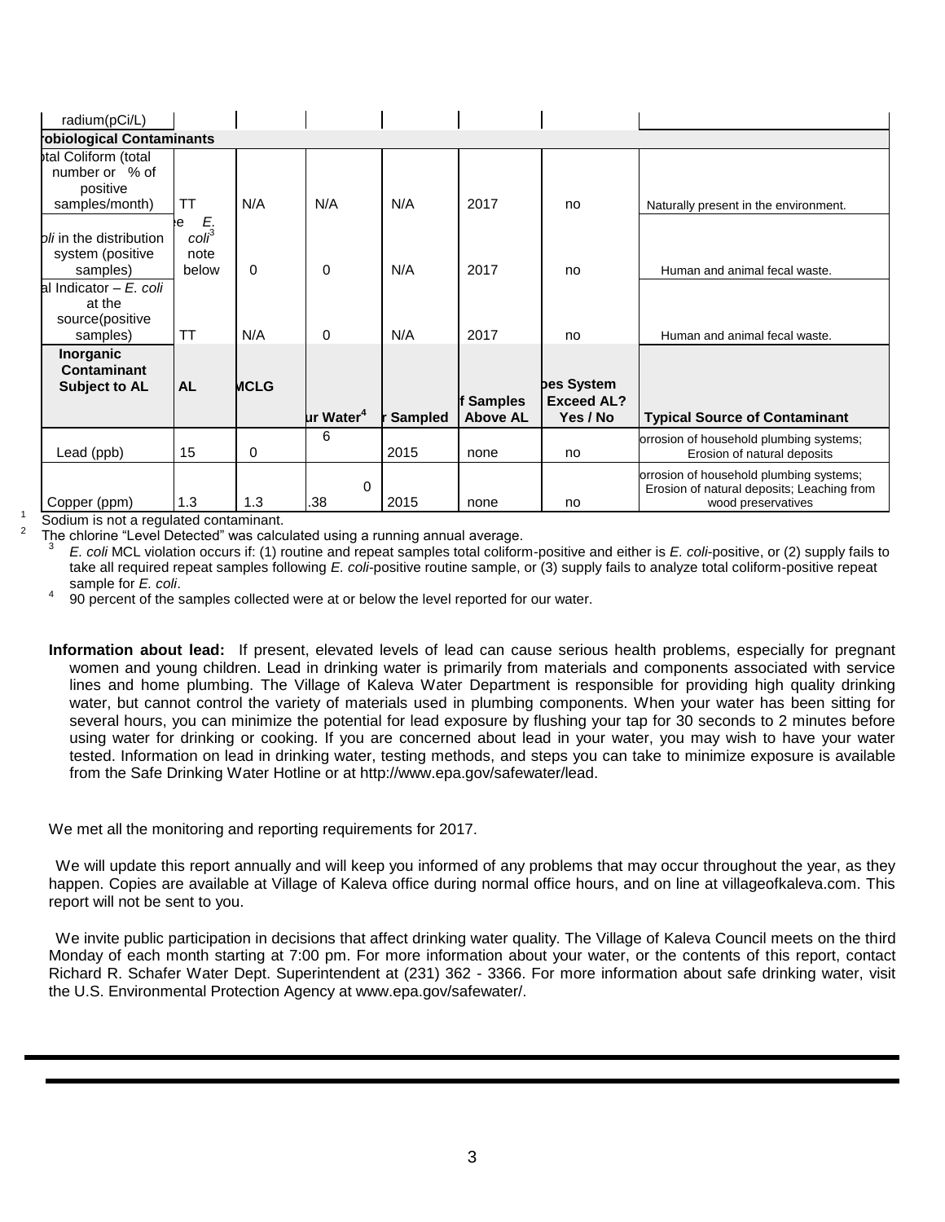| | | | | | | | |
|---|---|---|---|---|---|---|---|
| radium(pCi/L) | | | | | | | |
| **robiological Contaminants** | | | | | | | |
| otal Coliform (total number or % of positive samples/month) | TT | N/A | N/A | N/A | 2017 | no | Naturally present in the environment. |
| *oli* in the distribution system (positive samples) | e *E. coli*[3] note below | 0 | 0 | N/A | 2017 | no | Human and animal fecal waste. |
| al Indicator – *E. coli* at the source(positive samples) | TT | N/A | 0 | N/A | 2017 | no | Human and animal fecal waste. |
| **Inorganic Contaminant Subject to AL** | **AL** | **MCLG** | **ur Water[4]** | **r Sampled** | **f Samples Above AL** | **oes System Exceed AL? Yes / No** | **Typical Source of Contaminant** |
| Lead (ppb) | 15 | 0 | 6 | 2015 | none | no | orrosion of household plumbing systems; Erosion of natural deposits |
| Copper (ppm) | 1.3 | 1.3 | 0 .38 | 2015 | none | no | orrosion of household plumbing systems; Erosion of natural deposits; Leaching from wood preservatives |

[1] Sodium is not a regulated contaminant.

[2] The chlorine "Level Detected" was calculated using a running annual average.

[3] *E. coli* MCL violation occurs if: (1) routine and repeat samples total coliform-positive and either is *E. coli*-positive, or (2) supply fails to take all required repeat samples following *E. coli*-positive routine sample, or (3) supply fails to analyze total coliform-positive repeat sample for *E. coli*.

[4] 90 percent of the samples collected were at or below the level reported for our water.

**Information about lead:** If present, elevated levels of lead can cause serious health problems, especially for pregnant women and young children. Lead in drinking water is primarily from materials and components associated with service lines and home plumbing. The Village of Kaleva Water Department is responsible for providing high quality drinking water, but cannot control the variety of materials used in plumbing components. When your water has been sitting for several hours, you can minimize the potential for lead exposure by flushing your tap for 30 seconds to 2 minutes before using water for drinking or cooking. If you are concerned about lead in your water, you may wish to have your water tested. Information on lead in drinking water, testing methods, and steps you can take to minimize exposure is available from the Safe Drinking Water Hotline or at http://www.epa.gov/safewater/lead.

We met all the monitoring and reporting requirements for 2017.

We will update this report annually and will keep you informed of any problems that may occur throughout the year, as they happen. Copies are available at Village of Kaleva office during normal office hours, and on line at villageofkaleva.com. This report will not be sent to you.

We invite public participation in decisions that affect drinking water quality. The Village of Kaleva Council meets on the third Monday of each month starting at 7:00 pm. For more information about your water, or the contents of this report, contact Richard R. Schafer Water Dept. Superintendent at (231) 362 - 3366. For more information about safe drinking water, visit the U.S. Environmental Protection Agency at www.epa.gov/safewater/.